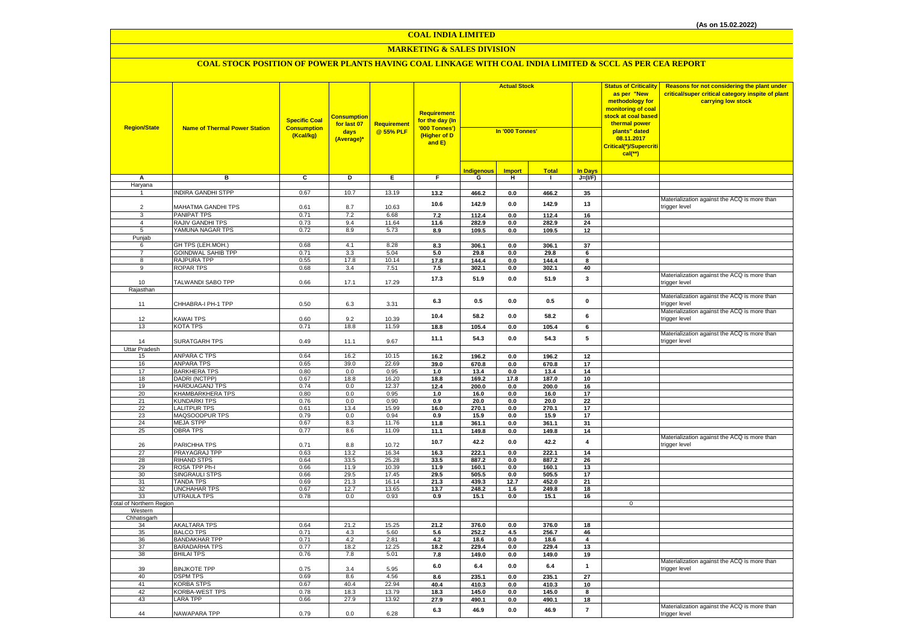(As on 15.02.2022)

# COAL INDIA LIMITED

## MARKETING & SALES DIVISION

### COAL STOCK POSITION OF POWER PLANTS HAVING COAL LINKAGE WITH COAL INDIA LIMITED & SCCL AS PER CEA REPORT

| Region/State | Name of Thermal Power Station | Specific Coal Consumption (Kcal/kg) | Consumption for last 07 days (Average)* | Requirement @ 55% PLF | Requirement for the day (In '000 Tonnes') (Higher of D and E) | Actual Stock In '000 Tonnes' | | | | Status of Criticality as per "New methodology for monitoring of coal stock at coal based thermal power plants" dated 08.11.2017 Critical(*)/Supercritical(**) | Reasons for not considering the plant under critical/super critical category inspite of plant carrying low stock |
|---|---|---|---|---|---|---|---|---|---|---|---|
| | | | | | | Indigenous | Import | Total | In Days | | |
| A | B | C | D | E | F | G | H | I | J=(I/F) | | |
| Haryana | | | | | | | | | | | |
| 1 | INDIRA GANDHI STPP | 0.67 | 10.7 | 13.19 | 13.2 | 466.2 | 0.0 | 466.2 | 35 | | |
| 2 | MAHATMA GANDHI TPS | 0.61 | 8.7 | 10.63 | 10.6 | 142.9 | 0.0 | 142.9 | 13 | | Materialization against the ACQ is more than trigger level |
| 3 | PANIPAT TPS | 0.71 | 7.2 | 6.68 | 7.2 | 112.4 | 0.0 | 112.4 | 16 | | |
| 4 | RAJIV GANDHI TPS | 0.73 | 9.4 | 11.64 | 11.6 | 282.9 | 0.0 | 282.9 | 24 | | |
| 5 | YAMUNA NAGAR TPS | 0.72 | 8.9 | 5.73 | 8.9 | 109.5 | 0.0 | 109.5 | 12 | | |
| Punjab | | | | | | | | | | | |
| 6 | GH TPS (LEH.MOH.) | 0.68 | 4.1 | 8.28 | 8.3 | 306.1 | 0.0 | 306.1 | 37 | | |
| 7 | GOINDWAL SAHIB TPP | 0.71 | 3.3 | 5.04 | 5.0 | 29.8 | 0.0 | 29.8 | 6 | | |
| 8 | RAJPURA TPP | 0.55 | 17.8 | 10.14 | 17.8 | 144.4 | 0.0 | 144.4 | 8 | | |
| 9 | ROPAR TPS | 0.68 | 3.4 | 7.51 | 7.5 | 302.1 | 0.0 | 302.1 | 40 | | |
| 10 | TALWANDI SABO TPP | 0.66 | 17.1 | 17.29 | 17.3 | 51.9 | 0.0 | 51.9 | 3 | | Materialization against the ACQ is more than trigger level |
| Rajasthan | | | | | | | | | | | |
| 11 | CHHABRA-I PH-1 TPP | 0.50 | 6.3 | 3.31 | 6.3 | 0.5 | 0.0 | 0.5 | 0 | | Materialization against the ACQ is more than trigger level |
| 12 | KAWAI TPS | 0.60 | 9.2 | 10.39 | 10.4 | 58.2 | 0.0 | 58.2 | 6 | | Materialization against the ACQ is more than trigger level |
| 13 | KOTA TPS | 0.71 | 18.8 | 11.59 | 18.8 | 105.4 | 0.0 | 105.4 | 6 | | |
| 14 | SURATGARH TPS | 0.49 | 11.1 | 9.67 | 11.1 | 54.3 | 0.0 | 54.3 | 5 | | Materialization against the ACQ is more than trigger level |
| Uttar Pradesh | | | | | | | | | | | |
| 15 | ANPARA C TPS | 0.64 | 16.2 | 10.15 | 16.2 | 196.2 | 0.0 | 196.2 | 12 | | |
| 16 | ANPARA TPS | 0.65 | 39.0 | 22.69 | 39.0 | 670.8 | 0.0 | 670.8 | 17 | | |
| 17 | BARKHERA TPS | 0.80 | 0.0 | 0.95 | 1.0 | 13.4 | 0.0 | 13.4 | 14 | | |
| 18 | DADRI (NCTPP) | 0.67 | 18.8 | 16.20 | 18.8 | 169.2 | 17.8 | 187.0 | 10 | | |
| 19 | HARDUAGANJ TPS | 0.74 | 0.0 | 12.37 | 12.4 | 200.0 | 0.0 | 200.0 | 16 | | |
| 20 | KHAMBARKHERA TPS | 0.80 | 0.0 | 0.95 | 1.0 | 16.0 | 0.0 | 16.0 | 17 | | |
| 21 | KUNDARKI TPS | 0.76 | 0.0 | 0.90 | 0.9 | 20.0 | 0.0 | 20.0 | 22 | | |
| 22 | LALITPUR TPS | 0.61 | 13.4 | 15.99 | 16.0 | 270.1 | 0.0 | 270.1 | 17 | | |
| 23 | MAQSOODPUR TPS | 0.79 | 0.0 | 0.94 | 0.9 | 15.9 | 0.0 | 15.9 | 17 | | |
| 24 | MEJA STPP | 0.67 | 8.3 | 11.76 | 11.8 | 361.1 | 0.0 | 361.1 | 31 | | |
| 25 | OBRA TPS | 0.77 | 8.6 | 11.09 | 11.1 | 149.8 | 0.0 | 149.8 | 14 | | |
| 26 | PARICHHA TPS | 0.71 | 8.8 | 10.72 | 10.7 | 42.2 | 0.0 | 42.2 | 4 | | Materialization against the ACQ is more than trigger level |
| 27 | PRAYAGRAJ TPP | 0.63 | 13.2 | 16.34 | 16.3 | 222.1 | 0.0 | 222.1 | 14 | | |
| 28 | RIHAND STPS | 0.64 | 33.5 | 25.28 | 33.5 | 887.2 | 0.0 | 887.2 | 26 | | |
| 29 | ROSA TPP Ph-I | 0.66 | 11.9 | 10.39 | 11.9 | 160.1 | 0.0 | 160.1 | 13 | | |
| 30 | SINGRAULI STPS | 0.66 | 29.5 | 17.45 | 29.5 | 505.5 | 0.0 | 505.5 | 17 | | |
| 31 | TANDA TPS | 0.69 | 21.3 | 16.14 | 21.3 | 439.3 | 12.7 | 452.0 | 21 | | |
| 32 | UNCHAHAR TPS | 0.67 | 12.7 | 13.65 | 13.7 | 248.2 | 1.6 | 249.8 | 18 | | |
| 33 | UTRAULA TPS | 0.78 | 0.0 | 0.93 | 0.9 | 15.1 | 0.0 | 15.1 | 16 | | |
| Total of Northern Region | | | | | | | | | | 0 | |
| Western | | | | | | | | | | | |
| Chhatisgarh | | | | | | | | | | | |
| 34 | AKALTARA TPS | 0.64 | 21.2 | 15.25 | 21.2 | 376.0 | 0.0 | 376.0 | 18 | | |
| 35 | BALCO TPS | 0.71 | 4.3 | 5.60 | 5.6 | 252.2 | 4.5 | 256.7 | 46 | | |
| 36 | BANDAKHAR TPP | 0.71 | 4.2 | 2.81 | 4.2 | 18.6 | 0.0 | 18.6 | 4 | | |
| 37 | BARADARHA TPS | 0.77 | 18.2 | 12.25 | 18.2 | 229.4 | 0.0 | 229.4 | 13 | | |
| 38 | BHILAI TPS | 0.76 | 7.8 | 5.01 | 7.8 | 149.0 | 0.0 | 149.0 | 19 | | |
| 39 | BINJKOTE TPP | 0.75 | 3.4 | 5.95 | 6.0 | 6.4 | 0.0 | 6.4 | 1 | | Materialization against the ACQ is more than trigger level |
| 40 | DSPM TPS | 0.69 | 8.6 | 4.56 | 8.6 | 235.1 | 0.0 | 235.1 | 27 | | |
| 41 | KORBA STPS | 0.67 | 40.4 | 22.94 | 40.4 | 410.3 | 0.0 | 410.3 | 10 | | |
| 42 | KORBA-WEST TPS | 0.78 | 18.3 | 13.79 | 18.3 | 145.0 | 0.0 | 145.0 | 8 | | |
| 43 | LARA TPP | 0.66 | 27.9 | 13.92 | 27.9 | 490.1 | 0.0 | 490.1 | 18 | | |
| 44 | NAWAPARA TPP | 0.79 | 0.0 | 6.28 | 6.3 | 46.9 | 0.0 | 46.9 | 7 | | Materialization against the ACQ is more than trigger level |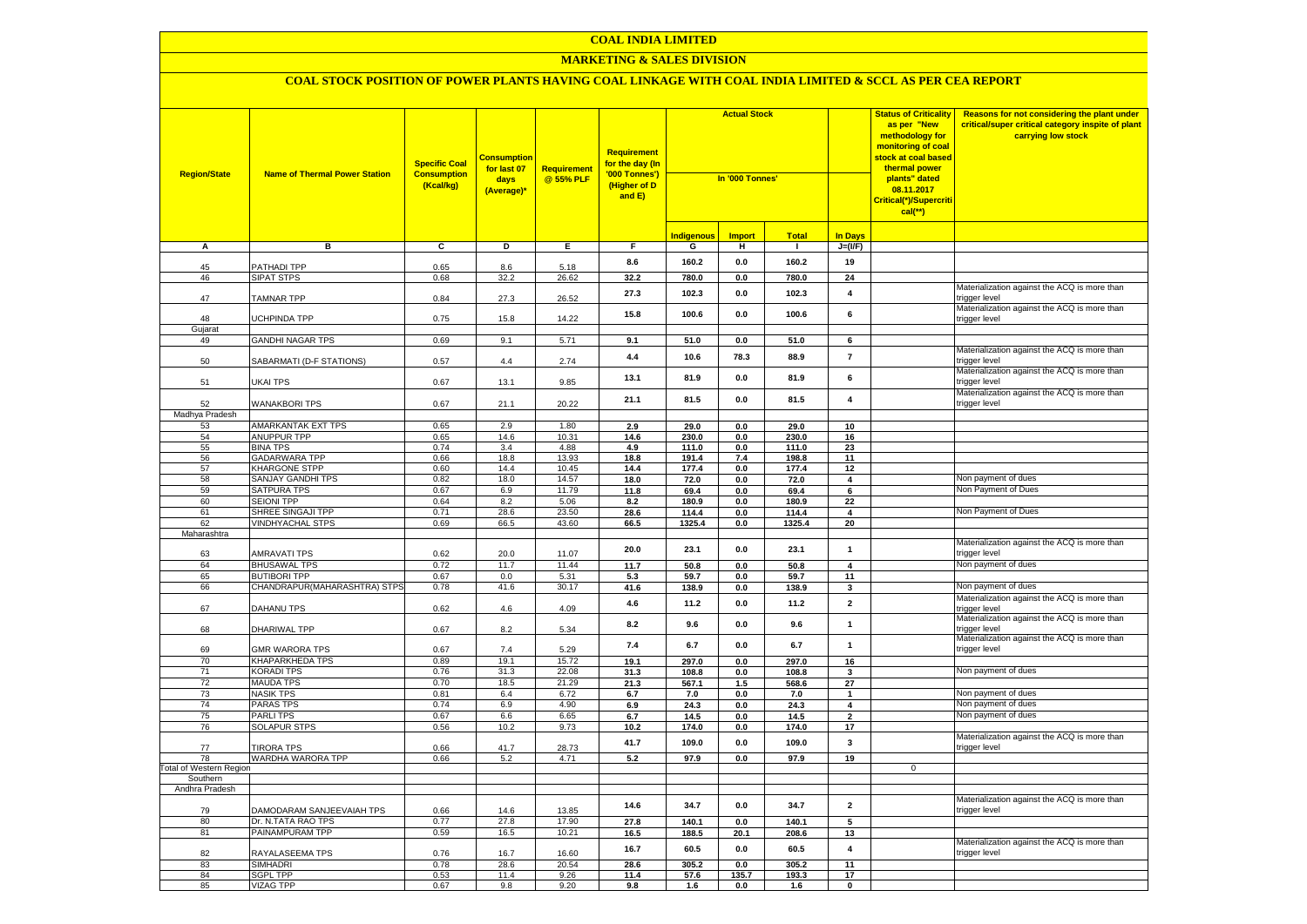# COAL INDIA LIMITED

## MARKETING & SALES DIVISION

### COAL STOCK POSITION OF POWER PLANTS HAVING COAL LINKAGE WITH COAL INDIA LIMITED & SCCL AS PER CEA REPORT

| Region/State | Name of Thermal Power Station | Specific Coal Consumption (Kcal/kg) | Consumption for last 07 days (Average)* | Requirement @ 55% PLF | Requirement for the day (In '000 Tonnes') (Higher of D and E) | Actual Stock In '000 Tonnes' | | | | Status of Criticality as per "New methodology for monitoring of coal stock at coal based thermal power plants" dated 08.11.2017 Critical(*)/Supercritical(**) | Reasons for not considering the plant under critical/super critical category inspite of plant carrying low stock |
|---|---|---|---|---|---|---|---|---|---|---|---|
| | | | | | | Indigenous | Import | Total | In Days | | |
| A | B | C | D | E | F | G | H | I | J=(I/F) | | |
| 45 | PATHADI TPP | 0.65 | 8.6 | 5.18 | 8.6 | 160.2 | 0.0 | 160.2 | 19 | | |
| 46 | SIPAT STPS | 0.68 | 32.2 | 26.62 | 32.2 | 780.0 | 0.0 | 780.0 | 24 | | |
| 47 | TAMNAR TPP | 0.84 | 27.3 | 26.52 | 27.3 | 102.3 | 0.0 | 102.3 | 4 | | Materialization against the ACQ is more than trigger level |
| 48 | UCHPINDA TPP | 0.75 | 15.8 | 14.22 | 15.8 | 100.6 | 0.0 | 100.6 | 6 | | Materialization against the ACQ is more than trigger level |
| Gujarat | | | | | | | | | | | |
| 49 | GANDHI NAGAR TPS | 0.69 | 9.1 | 5.71 | 9.1 | 51.0 | 0.0 | 51.0 | 6 | | |
| 50 | SABARMATI (D-F STATIONS) | 0.57 | 4.4 | 2.74 | 4.4 | 10.6 | 78.3 | 88.9 | 7 | | Materialization against the ACQ is more than trigger level |
| 51 | UKAI TPS | 0.67 | 13.1 | 9.85 | 13.1 | 81.9 | 0.0 | 81.9 | 6 | | Materialization against the ACQ is more than trigger level |
| 52 | WANAKBORI TPS | 0.67 | 21.1 | 20.22 | 21.1 | 81.5 | 0.0 | 81.5 | 4 | | Materialization against the ACQ is more than trigger level |
| Madhya Pradesh | | | | | | | | | | | |
| 53 | AMARKANTAK EXT TPS | 0.65 | 2.9 | 1.80 | 2.9 | 29.0 | 0.0 | 29.0 | 10 | | |
| 54 | ANUPPUR TPP | 0.65 | 14.6 | 10.31 | 14.6 | 230.0 | 0.0 | 230.0 | 16 | | |
| 55 | BINA TPS | 0.74 | 3.4 | 4.88 | 4.9 | 111.0 | 0.0 | 111.0 | 23 | | |
| 56 | GADARWARA TPP | 0.66 | 18.8 | 13.93 | 18.8 | 191.4 | 7.4 | 198.8 | 11 | | |
| 57 | KHARGONE STPP | 0.60 | 14.4 | 10.45 | 14.4 | 177.4 | 0.0 | 177.4 | 12 | | |
| 58 | SANJAY GANDHI TPS | 0.82 | 18.0 | 14.57 | 18.0 | 72.0 | 0.0 | 72.0 | 4 | | Non payment of dues |
| 59 | SATPURA TPS | 0.67 | 6.9 | 11.79 | 11.8 | 69.4 | 0.0 | 69.4 | 6 | | Non Payment of Dues |
| 60 | SEIONI TPP | 0.64 | 8.2 | 5.06 | 8.2 | 180.9 | 0.0 | 180.9 | 22 | | |
| 61 | SHREE SINGAJI TPP | 0.71 | 28.6 | 23.50 | 28.6 | 114.4 | 0.0 | 114.4 | 4 | | Non Payment of Dues |
| 62 | VINDHYACHAL STPS | 0.69 | 66.5 | 43.60 | 66.5 | 1325.4 | 0.0 | 1325.4 | 20 | | |
| Maharashtra | | | | | | | | | | | |
| 63 | AMRAVATI TPS | 0.62 | 20.0 | 11.07 | 20.0 | 23.1 | 0.0 | 23.1 | 1 | | Materialization against the ACQ is more than trigger level |
| 64 | BHUSAWAL TPS | 0.72 | 11.7 | 11.44 | 11.7 | 50.8 | 0.0 | 50.8 | 4 | | Non payment of dues |
| 65 | BUTIBORI TPP | 0.67 | 0.0 | 5.31 | 5.3 | 59.7 | 0.0 | 59.7 | 11 | | |
| 66 | CHANDRAPUR(MAHARASHTRA) STPS | 0.78 | 41.6 | 30.17 | 41.6 | 138.9 | 0.0 | 138.9 | 3 | | Non payment of dues |
| 67 | DAHANU TPS | 0.62 | 4.6 | 4.09 | 4.6 | 11.2 | 0.0 | 11.2 | 2 | | Materialization against the ACQ is more than trigger level |
| 68 | DHARIWAL TPP | 0.67 | 8.2 | 5.34 | 8.2 | 9.6 | 0.0 | 9.6 | 1 | | Materialization against the ACQ is more than trigger level |
| 69 | GMR WARORA TPS | 0.67 | 7.4 | 5.29 | 7.4 | 6.7 | 0.0 | 6.7 | 1 | | Materialization against the ACQ is more than trigger level |
| 70 | KHAPARKHEDA TPS | 0.89 | 19.1 | 15.72 | 19.1 | 297.0 | 0.0 | 297.0 | 16 | | |
| 71 | KORADI TPS | 0.76 | 31.3 | 22.08 | 31.3 | 108.8 | 0.0 | 108.8 | 3 | | Non payment of dues |
| 72 | MAUDA TPS | 0.70 | 18.5 | 21.29 | 21.3 | 567.1 | 1.5 | 568.6 | 27 | | |
| 73 | NASIK TPS | 0.81 | 6.4 | 6.72 | 6.7 | 7.0 | 0.0 | 7.0 | 1 | | Non payment of dues |
| 74 | PARAS TPS | 0.74 | 6.9 | 4.90 | 6.9 | 24.3 | 0.0 | 24.3 | 4 | | Non payment of dues |
| 75 | PARLI TPS | 0.67 | 6.6 | 6.65 | 6.7 | 14.5 | 0.0 | 14.5 | 2 | | Non payment of dues |
| 76 | SOLAPUR STPS | 0.56 | 10.2 | 9.73 | 10.2 | 174.0 | 0.0 | 174.0 | 17 | | |
| 77 | TIRORA TPS | 0.66 | 41.7 | 28.73 | 41.7 | 109.0 | 0.0 | 109.0 | 3 | | Materialization against the ACQ is more than trigger level |
| 78 | WARDHA WARORA TPP | 0.66 | 5.2 | 4.71 | 5.2 | 97.9 | 0.0 | 97.9 | 19 | | |
| Total of Western Region | | | | | | | | | | 0 | |
| Southern | | | | | | | | | | | |
| Andhra Pradesh | | | | | | | | | | | |
| 79 | DAMODARAM SANJEEVAIAH TPS | 0.66 | 14.6 | 13.85 | 14.6 | 34.7 | 0.0 | 34.7 | 2 | | Materialization against the ACQ is more than trigger level |
| 80 | Dr. N.TATA RAO TPS | 0.77 | 27.8 | 17.90 | 27.8 | 140.1 | 0.0 | 140.1 | 5 | | |
| 81 | PAINAMPURAM TPP | 0.59 | 16.5 | 10.21 | 16.5 | 188.5 | 20.1 | 208.6 | 13 | | |
| 82 | RAYALASEEMA TPS | 0.76 | 16.7 | 16.60 | 16.7 | 60.5 | 0.0 | 60.5 | 4 | | Materialization against the ACQ is more than trigger level |
| 83 | SIMHADRI | 0.78 | 28.6 | 20.54 | 28.6 | 305.2 | 0.0 | 305.2 | 11 | | |
| 84 | SGPL TPP | 0.53 | 11.4 | 9.26 | 11.4 | 57.6 | 135.7 | 193.3 | 17 | | |
| 85 | VIZAG TPP | 0.67 | 9.8 | 9.20 | 9.8 | 1.6 | 0.0 | 1.6 | 0 | | |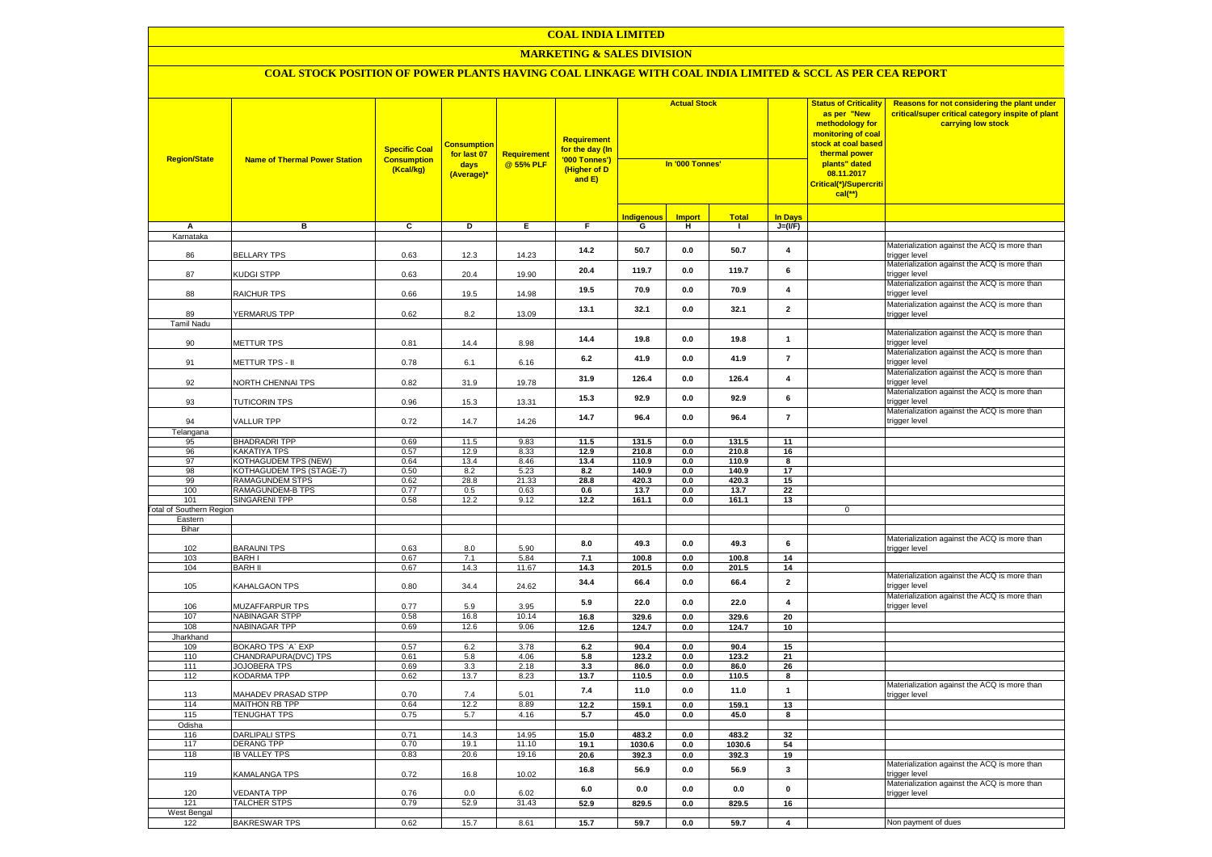# COAL INDIA LIMITED

## MARKETING & SALES DIVISION

### COAL STOCK POSITION OF POWER PLANTS HAVING COAL LINKAGE WITH COAL INDIA LIMITED & SCCL AS PER CEA REPORT

| Region/State | Name of Thermal Power Station | Specific Coal Consumption (Kcal/kg) | Consumption for last 07 days (Average)* | Requirement @ 55% PLF | Requirement for the day (In '000 Tonnes') (Higher of D and E) | Actual Stock In '000 Tonnes' | | | | Status of Criticality as per "New methodology for monitoring of coal stock at coal based thermal power plants" dated 08.11.2017 Critical(*)/Supercritical(**) | Reasons for not considering the plant under critical/super critical category inspite of plant carrying low stock |
|---|---|---|---|---|---|---|---|---|---|---|---|
| | | | | | | Indigenous | Import | Total | In Days | | |
| A | B | C | D | E | F | G | H | I | J=(I/F) | | |
| Karnataka | | | | | | | | | | | |
| 86 | BELLARY TPS | 0.63 | 12.3 | 14.23 | 14.2 | 50.7 | 0.0 | 50.7 | 4 | | Materialization against the ACQ is more than trigger level |
| 87 | KUDGI STPP | 0.63 | 20.4 | 19.90 | 20.4 | 119.7 | 0.0 | 119.7 | 6 | | Materialization against the ACQ is more than trigger level |
| 88 | RAICHUR TPS | 0.66 | 19.5 | 14.98 | 19.5 | 70.9 | 0.0 | 70.9 | 4 | | Materialization against the ACQ is more than trigger level |
| 89 | YERMARUS TPP | 0.62 | 8.2 | 13.09 | 13.1 | 32.1 | 0.0 | 32.1 | 2 | | Materialization against the ACQ is more than trigger level |
| Tamil Nadu | | | | | | | | | | | |
| 90 | METTUR TPS | 0.81 | 14.4 | 8.98 | 14.4 | 19.8 | 0.0 | 19.8 | 1 | | Materialization against the ACQ is more than trigger level |
| 91 | METTUR TPS - II | 0.78 | 6.1 | 6.16 | 6.2 | 41.9 | 0.0 | 41.9 | 7 | | Materialization against the ACQ is more than trigger level |
| 92 | NORTH CHENNAI TPS | 0.82 | 31.9 | 19.78 | 31.9 | 126.4 | 0.0 | 126.4 | 4 | | Materialization against the ACQ is more than trigger level |
| 93 | TUTICORIN TPS | 0.96 | 15.3 | 13.31 | 15.3 | 92.9 | 0.0 | 92.9 | 6 | | Materialization against the ACQ is more than trigger level |
| 94 | VALLUR TPP | 0.72 | 14.7 | 14.26 | 14.7 | 96.4 | 0.0 | 96.4 | 7 | | Materialization against the ACQ is more than trigger level |
| Telangana | | | | | | | | | | | |
| 95 | BHADRADRI TPP | 0.69 | 11.5 | 9.83 | 11.5 | 131.5 | 0.0 | 131.5 | 11 | | |
| 96 | KAKATIYA TPS | 0.57 | 12.9 | 8.33 | 12.9 | 210.8 | 0.0 | 210.8 | 16 | | |
| 97 | KOTHAGUDEM TPS (NEW) | 0.64 | 13.4 | 8.46 | 13.4 | 110.9 | 0.0 | 110.9 | 8 | | |
| 98 | KOTHAGUDEM TPS (STAGE-7) | 0.50 | 8.2 | 5.23 | 8.2 | 140.9 | 0.0 | 140.9 | 17 | | |
| 99 | RAMAGUNDEM STPS | 0.62 | 28.8 | 21.33 | 28.8 | 420.3 | 0.0 | 420.3 | 15 | | |
| 100 | RAMAGUNDEM-B TPS | 0.77 | 0.5 | 0.63 | 0.6 | 13.7 | 0.0 | 13.7 | 22 | | |
| 101 | SINGARENI TPP | 0.58 | 12.2 | 9.12 | 12.2 | 161.1 | 0.0 | 161.1 | 13 | | |
| Total of Southern Region | | | | | | | | | | 0 | |
| Eastern | | | | | | | | | | | |
| Bihar | | | | | | | | | | | |
| 102 | BARAUNI TPS | 0.63 | 8.0 | 5.90 | 8.0 | 49.3 | 0.0 | 49.3 | 6 | | Materialization against the ACQ is more than trigger level |
| 103 | BARH I | 0.67 | 7.1 | 5.84 | 7.1 | 100.8 | 0.0 | 100.8 | 14 | | |
| 104 | BARH II | 0.67 | 14.3 | 11.67 | 14.3 | 201.5 | 0.0 | 201.5 | 14 | | |
| 105 | KAHALGAON TPS | 0.80 | 34.4 | 24.62 | 34.4 | 66.4 | 0.0 | 66.4 | 2 | | Materialization against the ACQ is more than trigger level |
| 106 | MUZAFFARPUR TPS | 0.77 | 5.9 | 3.95 | 5.9 | 22.0 | 0.0 | 22.0 | 4 | | Materialization against the ACQ is more than trigger level |
| 107 | NABINAGAR STPP | 0.58 | 16.8 | 10.14 | 16.8 | 329.6 | 0.0 | 329.6 | 20 | | |
| 108 | NABINAGAR TPP | 0.69 | 12.6 | 9.06 | 12.6 | 124.7 | 0.0 | 124.7 | 10 | | |
| Jharkhand | | | | | | | | | | | |
| 109 | BOKARO TPS `A` EXP | 0.57 | 6.2 | 3.78 | 6.2 | 90.4 | 0.0 | 90.4 | 15 | | |
| 110 | CHANDRAPURA(DVC) TPS | 0.61 | 5.8 | 4.06 | 5.8 | 123.2 | 0.0 | 123.2 | 21 | | |
| 111 | JOJOBERA TPS | 0.69 | 3.3 | 2.18 | 3.3 | 86.0 | 0.0 | 86.0 | 26 | | |
| 112 | KODARMA TPP | 0.62 | 13.7 | 8.23 | 13.7 | 110.5 | 0.0 | 110.5 | 8 | | |
| 113 | MAHADEV PRASAD STPP | 0.70 | 7.4 | 5.01 | 7.4 | 11.0 | 0.0 | 11.0 | 1 | | Materialization against the ACQ is more than trigger level |
| 114 | MAITHON RB TPP | 0.64 | 12.2 | 8.89 | 12.2 | 159.1 | 0.0 | 159.1 | 13 | | |
| 115 | TENUGHAT TPS | 0.75 | 5.7 | 4.16 | 5.7 | 45.0 | 0.0 | 45.0 | 8 | | |
| Odisha | | | | | | | | | | | |
| 116 | DARLIPALI STPS | 0.71 | 14.3 | 14.95 | 15.0 | 483.2 | 0.0 | 483.2 | 32 | | |
| 117 | DERANG TPP | 0.70 | 19.1 | 11.10 | 19.1 | 1030.6 | 0.0 | 1030.6 | 54 | | |
| 118 | IB VALLEY TPS | 0.83 | 20.6 | 19.16 | 20.6 | 392.3 | 0.0 | 392.3 | 19 | | |
| 119 | KAMALANGA TPS | 0.72 | 16.8 | 10.02 | 16.8 | 56.9 | 0.0 | 56.9 | 3 | | Materialization against the ACQ is more than trigger level |
| 120 | VEDANTA TPP | 0.76 | 0.0 | 6.02 | 6.0 | 0.0 | 0.0 | 0.0 | 0 | | Materialization against the ACQ is more than trigger level |
| 121 | TALCHER STPS | 0.79 | 52.9 | 31.43 | 52.9 | 829.5 | 0.0 | 829.5 | 16 | | |
| West Bengal | | | | | | | | | | | |
| 122 | BAKRESWAR TPS | 0.62 | 15.7 | 8.61 | 15.7 | 59.7 | 0.0 | 59.7 | 4 | | Non payment of dues |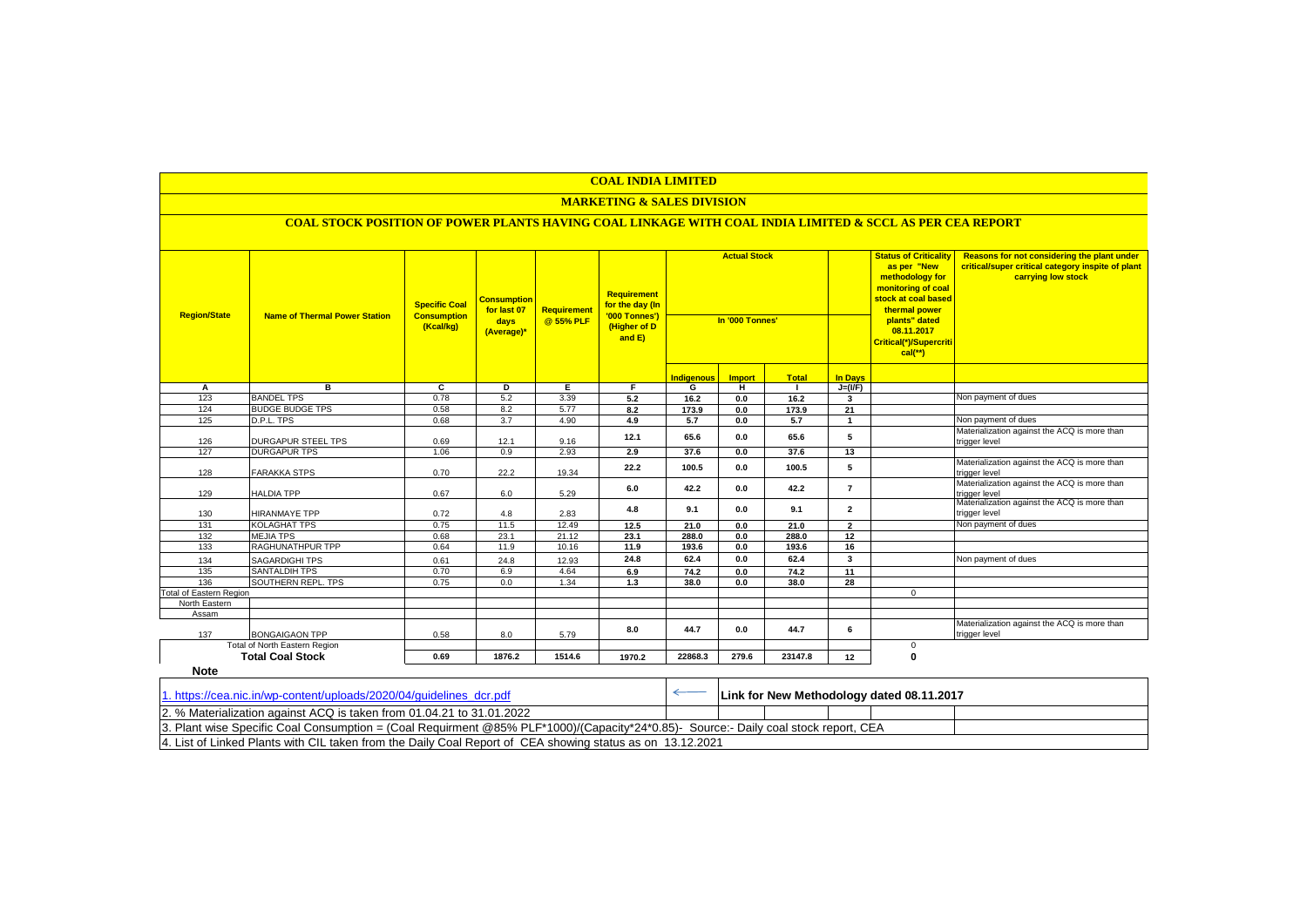# COAL INDIA LIMITED

## MARKETING & SALES DIVISION

### COAL STOCK POSITION OF POWER PLANTS HAVING COAL LINKAGE WITH COAL INDIA LIMITED & SCCL AS PER CEA REPORT

| Region/State | Name of Thermal Power Station | Specific Coal Consumption (Kcal/kg) | Consumption for last 07 days (Average)* | Requirement @ 55% PLF | Requirement for the day (In '000 Tonnes') (Higher of D and E) | Actual Stock In '000 Tonnes' | | | | Status of Criticality as per "New methodology for monitoring of coal stock at coal based thermal power plants" dated 08.11.2017 Critical(*)/Supercritical(**) | Reasons for not considering the plant under critical/super critical category inspite of plant carrying low stock |
|---|---|---|---|---|---|---|---|---|---|---|---|
| | | | | | | Indigenous | Import | Total | In Days | | |
| A | B | C | D | E | F | G | H | I | J=(I/F) | | |
| 123 | BANDEL TPS | 0.78 | 5.2 | 3.39 | 5.2 | 16.2 | 0.0 | 16.2 | 3 | | Non payment of dues |
| 124 | BUDGE BUDGE TPS | 0.58 | 8.2 | 5.77 | 8.2 | 173.9 | 0.0 | 173.9 | 21 | | |
| 125 | D.P.L. TPS | 0.68 | 3.7 | 4.90 | 4.9 | 5.7 | 0.0 | 5.7 | 1 | | Non payment of dues |
| 126 | DURGAPUR STEEL TPS | 0.69 | 12.1 | 9.16 | 12.1 | 65.6 | 0.0 | 65.6 | 5 | | Materialization against the ACQ is more than trigger level |
| 127 | DURGAPUR TPS | 1.06 | 0.9 | 2.93 | 2.9 | 37.6 | 0.0 | 37.6 | 13 | | |
| 128 | FARAKKA STPS | 0.70 | 22.2 | 19.34 | 22.2 | 100.5 | 0.0 | 100.5 | 5 | | Materialization against the ACQ is more than trigger level |
| 129 | HALDIA TPP | 0.67 | 6.0 | 5.29 | 6.0 | 42.2 | 0.0 | 42.2 | 7 | | Materialization against the ACQ is more than trigger level |
| 130 | HIRANMAYE TPP | 0.72 | 4.8 | 2.83 | 4.8 | 9.1 | 0.0 | 9.1 | 2 | | Materialization against the ACQ is more than trigger level |
| 131 | KOLAGHAT TPS | 0.75 | 11.5 | 12.49 | 12.5 | 21.0 | 0.0 | 21.0 | 2 | | Non payment of dues |
| 132 | MEJIA TPS | 0.68 | 23.1 | 21.12 | 23.1 | 288.0 | 0.0 | 288.0 | 12 | | |
| 133 | RAGHUNATHPUR TPP | 0.64 | 11.9 | 10.16 | 11.9 | 193.6 | 0.0 | 193.6 | 16 | | |
| 134 | SAGARDIGHI TPS | 0.61 | 24.8 | 12.93 | 24.8 | 62.4 | 0.0 | 62.4 | 3 | | Non payment of dues |
| 135 | SANTALDIH TPS | 0.70 | 6.9 | 4.64 | 6.9 | 74.2 | 0.0 | 74.2 | 11 | | |
| 136 | SOUTHERN REPL. TPS | 0.75 | 0.0 | 1.34 | 1.3 | 38.0 | 0.0 | 38.0 | 28 | | |
| Total of Eastern Region | | | | | | | | | | 0 | |
| North Eastern | | | | | | | | | | | |
| Assam | | | | | | | | | | | |
| 137 | BONGAIGAON TPP | 0.58 | 8.0 | 5.79 | 8.0 | 44.7 | 0.0 | 44.7 | 6 | | Materialization against the ACQ is more than trigger level |
| Total of North Eastern Region | | | | | | | | | | 0 | |
| Total Coal Stock | | 0.69 | 1876.2 | 1514.6 | 1970.2 | 22868.3 | 279.6 | 23147.8 | 12 | 0 | |

**Note**

1. https://cea.nic.in/wp-content/uploads/2020/04/guidelines_dcr.pdf ← Link for New Methodology dated 08.11.2017

2. % Materialization against ACQ is taken from 01.04.21 to 31.01.2022

3. Plant wise Specific Coal Consumption = (Coal Requirment @85% PLF*1000)/(Capacity*24*0.85)- Source:- Daily coal stock report, CEA

4. List of Linked Plants with CIL taken from the Daily Coal Report of CEA showing status as on 13.12.2021